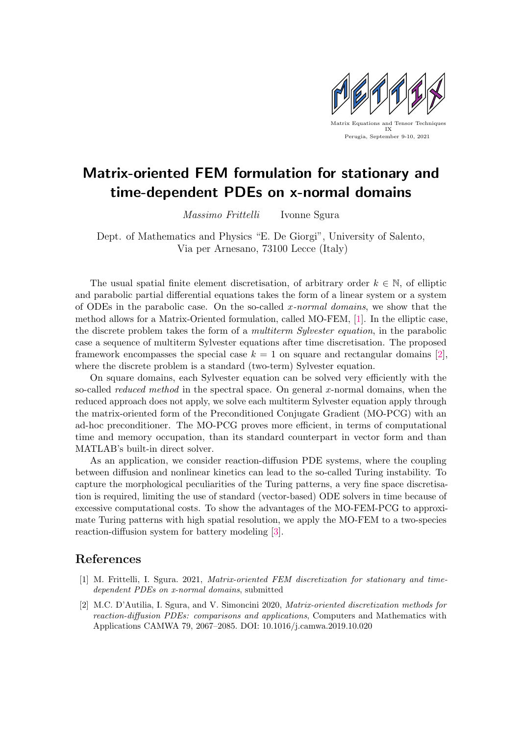Matrix Equations and Tensor Techniques
IX
Perugia, September 9-10, 2021

# Matrix-oriented FEM formulation for stationary and time-dependent PDEs on x-normal domains

*Massimo Frittelli* Ivonne Sgura

Dept. of Mathematics and Physics "E. De Giorgi", University of Salento, Via per Arnesano, 73100 Lecce (Italy)

The usual spatial finite element discretisation, of arbitrary order $k \in \mathbb{N}$, of elliptic and parabolic partial differential equations takes the form of a linear system or a system of ODEs in the parabolic case. On the so-called *x-normal domains*, we show that the method allows for a Matrix-Oriented formulation, called MO-FEM, [1]. In the elliptic case, the discrete problem takes the form of a *multiterm Sylvester equation*, in the parabolic case a sequence of multiterm Sylvester equations after time discretisation. The proposed framework encompasses the special case $k = 1$ on square and rectangular domains [2], where the discrete problem is a standard (two-term) Sylvester equation.

On square domains, each Sylvester equation can be solved very efficiently with the so-called *reduced method* in the spectral space. On general $x$-normal domains, when the reduced approach does not apply, we solve each multiterm Sylvester equation apply through the matrix-oriented form of the Preconditioned Conjugate Gradient (MO-PCG) with an ad-hoc preconditioner. The MO-PCG proves more efficient, in terms of computational time and memory occupation, than its standard counterpart in vector form and than MATLAB's built-in direct solver.

As an application, we consider reaction-diffusion PDE systems, where the coupling between diffusion and nonlinear kinetics can lead to the so-called Turing instability. To capture the morphological peculiarities of the Turing patterns, a very fine space discretisation is required, limiting the use of standard (vector-based) ODE solvers in time because of excessive computational costs. To show the advantages of the MO-FEM-PCG to approximate Turing patterns with high spatial resolution, we apply the MO-FEM to a two-species reaction-diffusion system for battery modeling [3].

## References

[1] M. Frittelli, I. Sgura. 2021, *Matrix-oriented FEM discretization for stationary and time-dependent PDEs on x-normal domains*, submitted

[2] M.C. D'Autilia, I. Sgura, and V. Simoncini 2020, *Matrix-oriented discretization methods for reaction-diffusion PDEs: comparisons and applications*, Computers and Mathematics with Applications CAMWA 79, 2067–2085. DOI: 10.1016/j.camwa.2019.10.020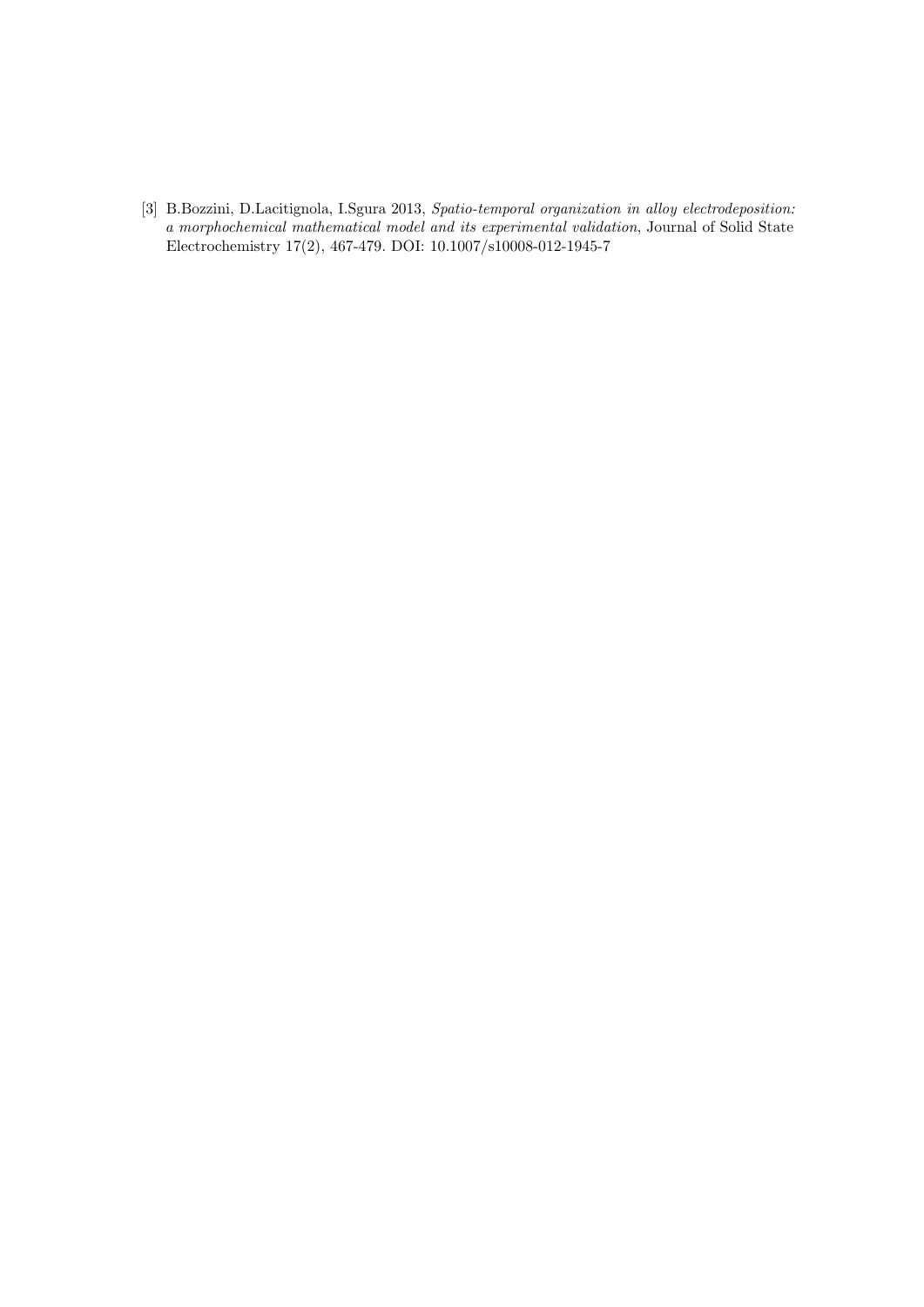[3] B.Bozzini, D.Lacitignola, I.Sgura 2013, *Spatio-temporal organization in alloy electrodeposition: a morphochemical mathematical model and its experimental validation*, Journal of Solid State Electrochemistry 17(2), 467-479. DOI: 10.1007/s10008-012-1945-7